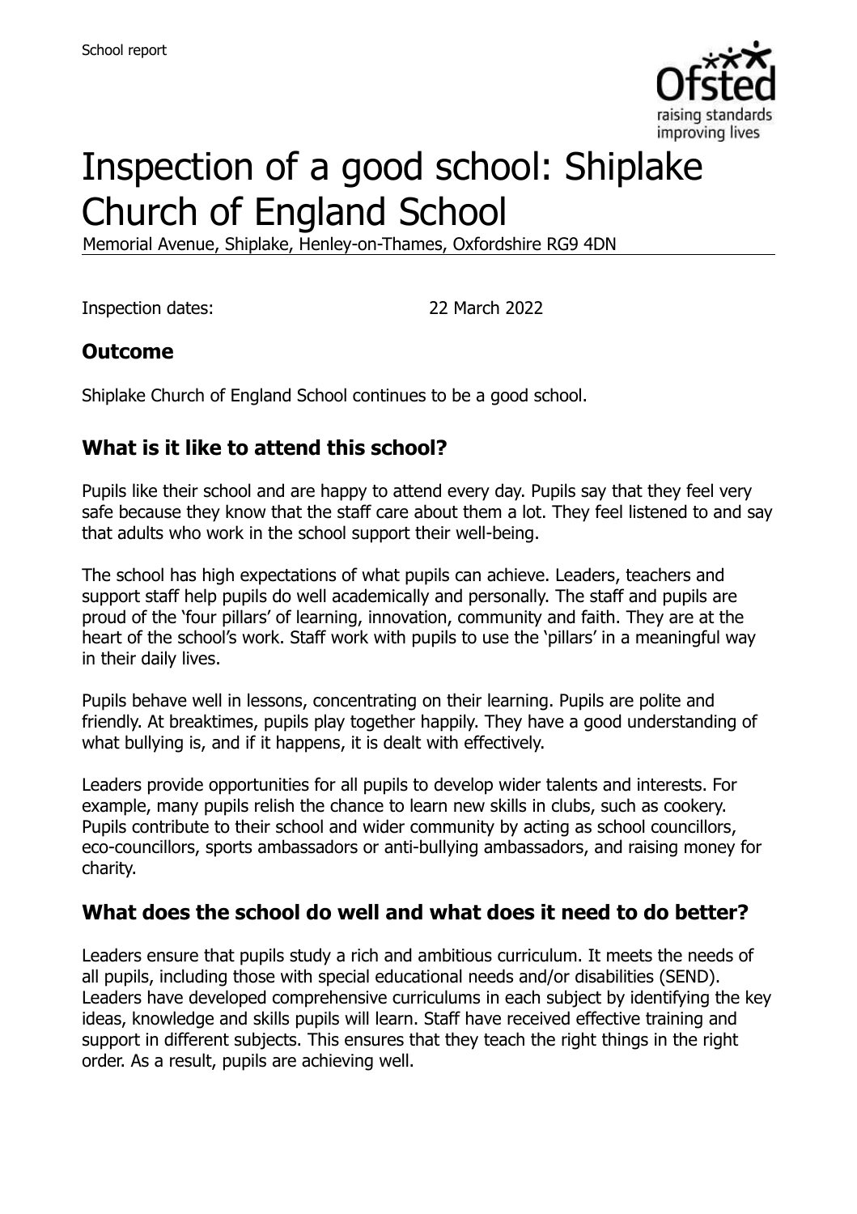School report

# Inspection of a good school: Shiplake Church of England School

Memorial Avenue, Shiplake, Henley-on-Thames, Oxfordshire RG9 4DN

Inspection dates: 22 March 2022

## Outcome

Shiplake Church of England School continues to be a good school.

## What is it like to attend this school?

Pupils like their school and are happy to attend every day. Pupils say that they feel very safe because they know that the staff care about them a lot. They feel listened to and say that adults who work in the school support their well-being.

The school has high expectations of what pupils can achieve. Leaders, teachers and support staff help pupils do well academically and personally. The staff and pupils are proud of the 'four pillars' of learning, innovation, community and faith. They are at the heart of the school's work. Staff work with pupils to use the 'pillars' in a meaningful way in their daily lives.

Pupils behave well in lessons, concentrating on their learning. Pupils are polite and friendly. At breaktimes, pupils play together happily. They have a good understanding of what bullying is, and if it happens, it is dealt with effectively.

Leaders provide opportunities for all pupils to develop wider talents and interests. For example, many pupils relish the chance to learn new skills in clubs, such as cookery. Pupils contribute to their school and wider community by acting as school councillors, eco-councillors, sports ambassadors or anti-bullying ambassadors, and raising money for charity.

## What does the school do well and what does it need to do better?

Leaders ensure that pupils study a rich and ambitious curriculum. It meets the needs of all pupils, including those with special educational needs and/or disabilities (SEND). Leaders have developed comprehensive curriculums in each subject by identifying the key ideas, knowledge and skills pupils will learn. Staff have received effective training and support in different subjects. This ensures that they teach the right things in the right order. As a result, pupils are achieving well.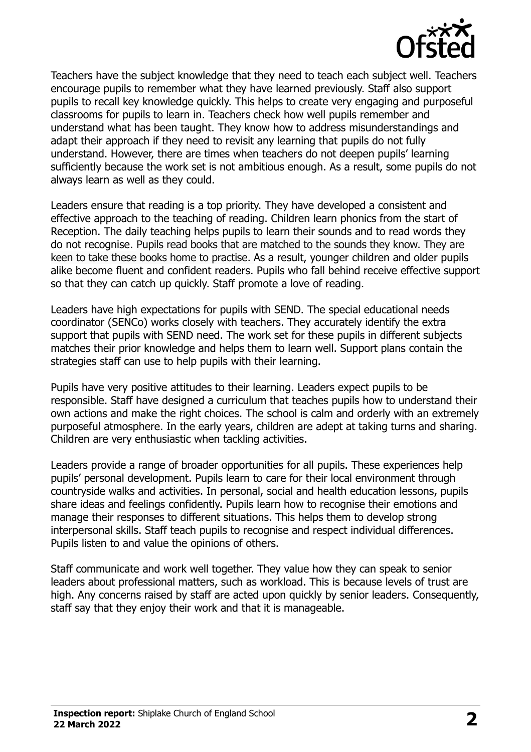Teachers have the subject knowledge that they need to teach each subject well. Teachers encourage pupils to remember what they have learned previously. Staff also support pupils to recall key knowledge quickly. This helps to create very engaging and purposeful classrooms for pupils to learn in. Teachers check how well pupils remember and understand what has been taught. They know how to address misunderstandings and adapt their approach if they need to revisit any learning that pupils do not fully understand. However, there are times when teachers do not deepen pupils' learning sufficiently because the work set is not ambitious enough. As a result, some pupils do not always learn as well as they could.

Leaders ensure that reading is a top priority. They have developed a consistent and effective approach to the teaching of reading. Children learn phonics from the start of Reception. The daily teaching helps pupils to learn their sounds and to read words they do not recognise. Pupils read books that are matched to the sounds they know. They are keen to take these books home to practise. As a result, younger children and older pupils alike become fluent and confident readers. Pupils who fall behind receive effective support so that they can catch up quickly. Staff promote a love of reading.

Leaders have high expectations for pupils with SEND. The special educational needs coordinator (SENCo) works closely with teachers. They accurately identify the extra support that pupils with SEND need. The work set for these pupils in different subjects matches their prior knowledge and helps them to learn well. Support plans contain the strategies staff can use to help pupils with their learning.

Pupils have very positive attitudes to their learning. Leaders expect pupils to be responsible. Staff have designed a curriculum that teaches pupils how to understand their own actions and make the right choices. The school is calm and orderly with an extremely purposeful atmosphere. In the early years, children are adept at taking turns and sharing. Children are very enthusiastic when tackling activities.

Leaders provide a range of broader opportunities for all pupils. These experiences help pupils' personal development. Pupils learn to care for their local environment through countryside walks and activities. In personal, social and health education lessons, pupils share ideas and feelings confidently. Pupils learn how to recognise their emotions and manage their responses to different situations. This helps them to develop strong interpersonal skills. Staff teach pupils to recognise and respect individual differences. Pupils listen to and value the opinions of others.

Staff communicate and work well together. They value how they can speak to senior leaders about professional matters, such as workload. This is because levels of trust are high. Any concerns raised by staff are acted upon quickly by senior leaders. Consequently, staff say that they enjoy their work and that it is manageable.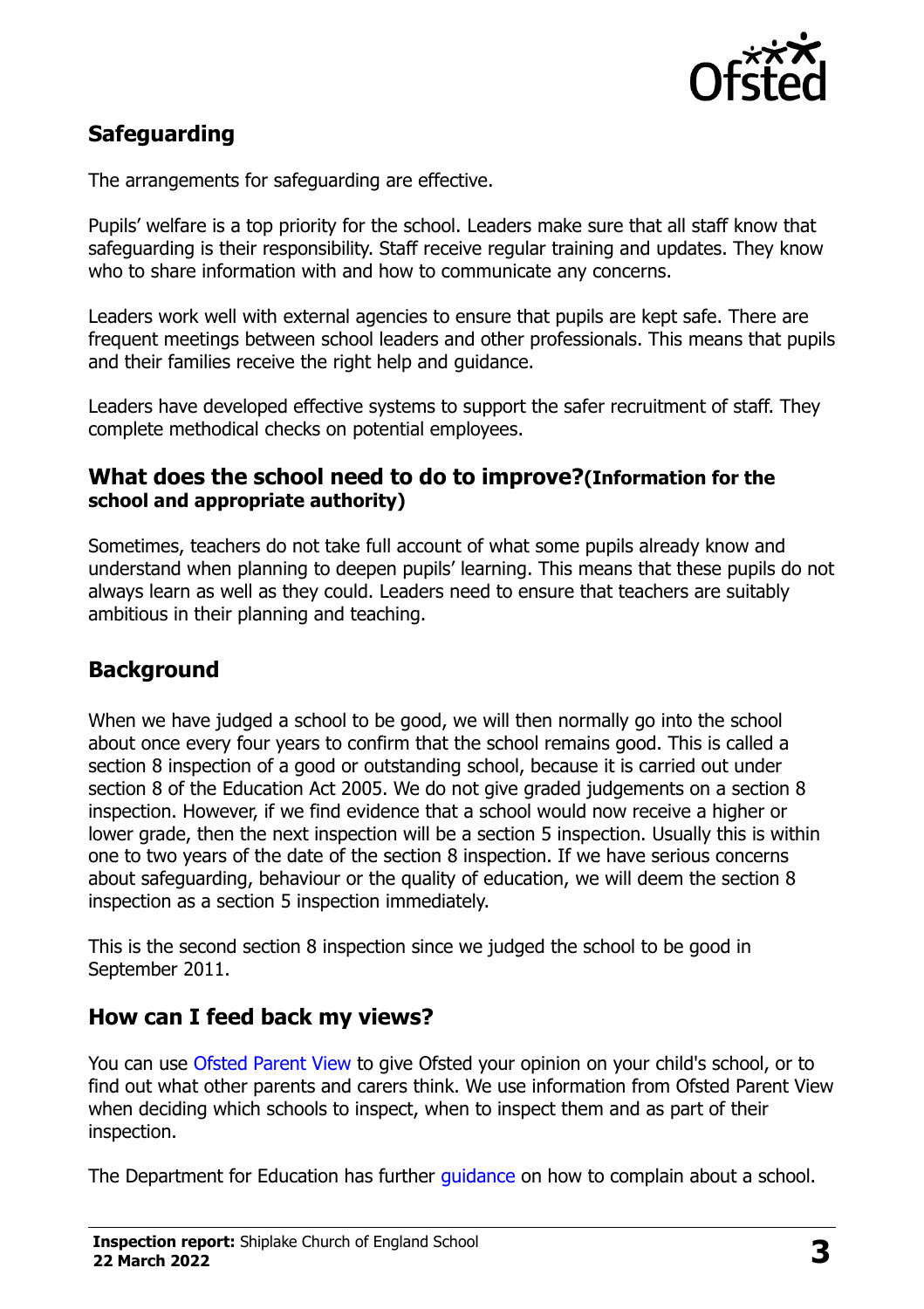## Safeguarding

The arrangements for safeguarding are effective.

Pupils' welfare is a top priority for the school. Leaders make sure that all staff know that safeguarding is their responsibility. Staff receive regular training and updates. They know who to share information with and how to communicate any concerns.

Leaders work well with external agencies to ensure that pupils are kept safe. There are frequent meetings between school leaders and other professionals. This means that pupils and their families receive the right help and guidance.

Leaders have developed effective systems to support the safer recruitment of staff. They complete methodical checks on potential employees.

### What does the school need to do to improve? (Information for the school and appropriate authority)

Sometimes, teachers do not take full account of what some pupils already know and understand when planning to deepen pupils' learning. This means that these pupils do not always learn as well as they could. Leaders need to ensure that teachers are suitably ambitious in their planning and teaching.

## Background

When we have judged a school to be good, we will then normally go into the school about once every four years to confirm that the school remains good. This is called a section 8 inspection of a good or outstanding school, because it is carried out under section 8 of the Education Act 2005. We do not give graded judgements on a section 8 inspection. However, if we find evidence that a school would now receive a higher or lower grade, then the next inspection will be a section 5 inspection. Usually this is within one to two years of the date of the section 8 inspection. If we have serious concerns about safeguarding, behaviour or the quality of education, we will deem the section 8 inspection as a section 5 inspection immediately.

This is the second section 8 inspection since we judged the school to be good in September 2011.

## How can I feed back my views?

You can use Ofsted Parent View to give Ofsted your opinion on your child's school, or to find out what other parents and carers think. We use information from Ofsted Parent View when deciding which schools to inspect, when to inspect them and as part of their inspection.

The Department for Education has further guidance on how to complain about a school.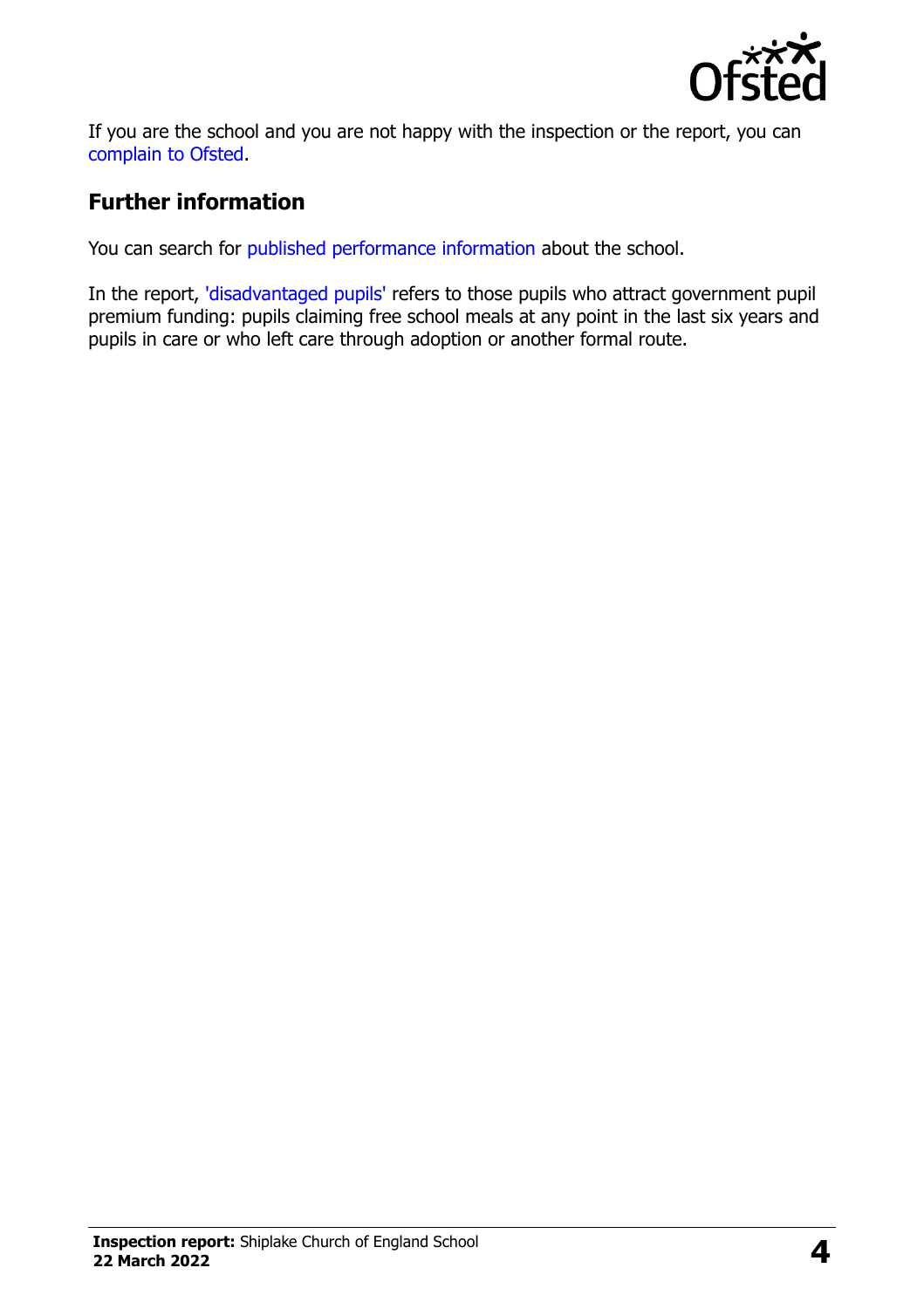If you are the school and you are not happy with the inspection or the report, you can complain to Ofsted.

## Further information

You can search for published performance information about the school.

In the report, 'disadvantaged pupils' refers to those pupils who attract government pupil premium funding: pupils claiming free school meals at any point in the last six years and pupils in care or who left care through adoption or another formal route.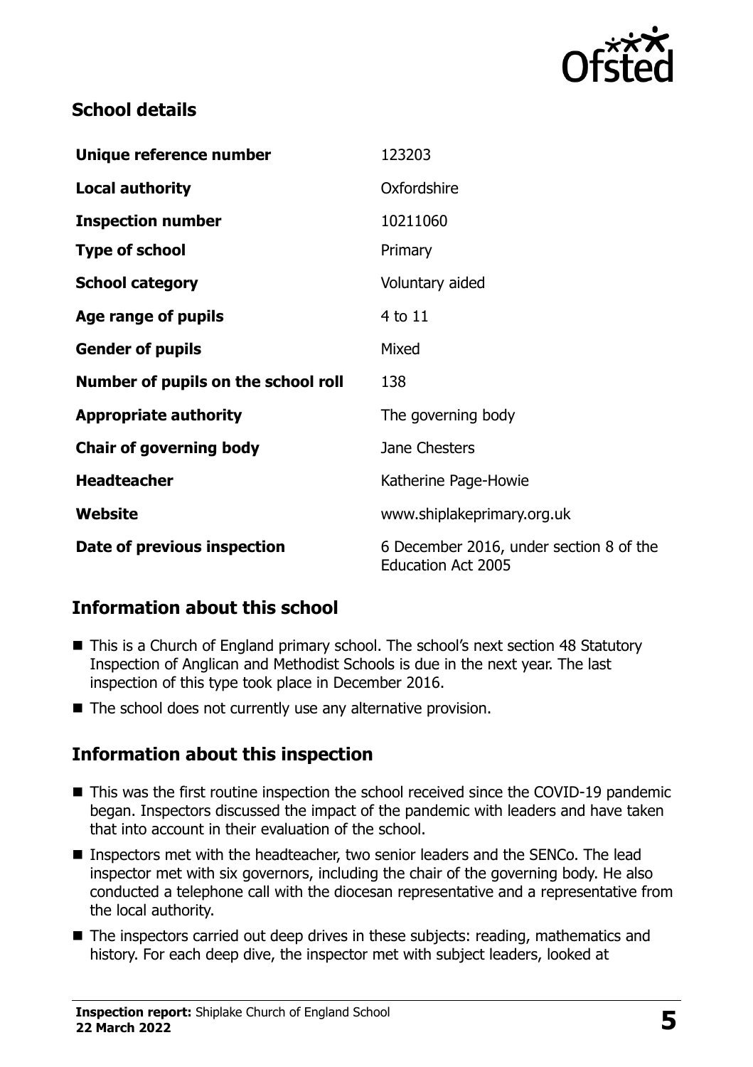## School details

| | |
|---|---|
| **Unique reference number** | 123203 |
| **Local authority** | Oxfordshire |
| **Inspection number** | 10211060 |
| **Type of school** | Primary |
| **School category** | Voluntary aided |
| **Age range of pupils** | 4 to 11 |
| **Gender of pupils** | Mixed |
| **Number of pupils on the school roll** | 138 |
| **Appropriate authority** | The governing body |
| **Chair of governing body** | Jane Chesters |
| **Headteacher** | Katherine Page-Howie |
| **Website** | www.shiplakeprimary.org.uk |
| **Date of previous inspection** | 6 December 2016, under section 8 of the Education Act 2005 |

## Information about this school

- This is a Church of England primary school. The school's next section 48 Statutory Inspection of Anglican and Methodist Schools is due in the next year. The last inspection of this type took place in December 2016.
- The school does not currently use any alternative provision.

## Information about this inspection

- This was the first routine inspection the school received since the COVID-19 pandemic began. Inspectors discussed the impact of the pandemic with leaders and have taken that into account in their evaluation of the school.
- Inspectors met with the headteacher, two senior leaders and the SENCo. The lead inspector met with six governors, including the chair of the governing body. He also conducted a telephone call with the diocesan representative and a representative from the local authority.
- The inspectors carried out deep drives in these subjects: reading, mathematics and history. For each deep dive, the inspector met with subject leaders, looked at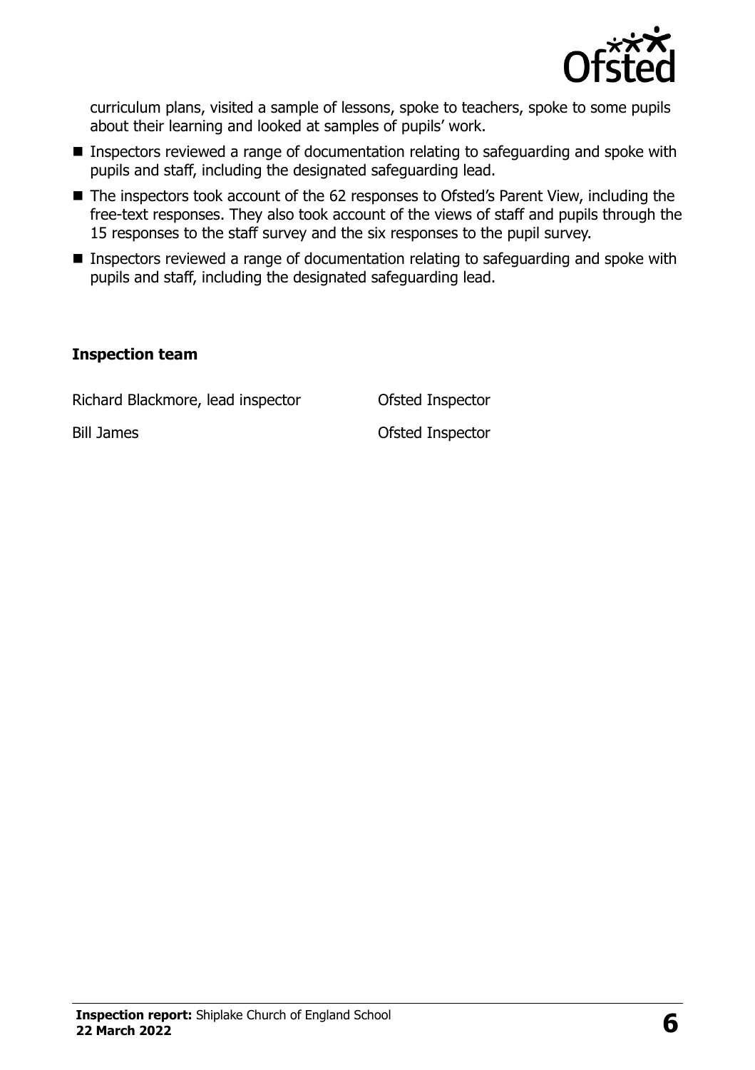curriculum plans, visited a sample of lessons, spoke to teachers, spoke to some pupils about their learning and looked at samples of pupils' work.

- Inspectors reviewed a range of documentation relating to safeguarding and spoke with pupils and staff, including the designated safeguarding lead.
- The inspectors took account of the 62 responses to Ofsted's Parent View, including the free-text responses. They also took account of the views of staff and pupils through the 15 responses to the staff survey and the six responses to the pupil survey.
- Inspectors reviewed a range of documentation relating to safeguarding and spoke with pupils and staff, including the designated safeguarding lead.

### Inspection team

| | |
|---|---|
| Richard Blackmore, lead inspector | Ofsted Inspector |
| Bill James | Ofsted Inspector |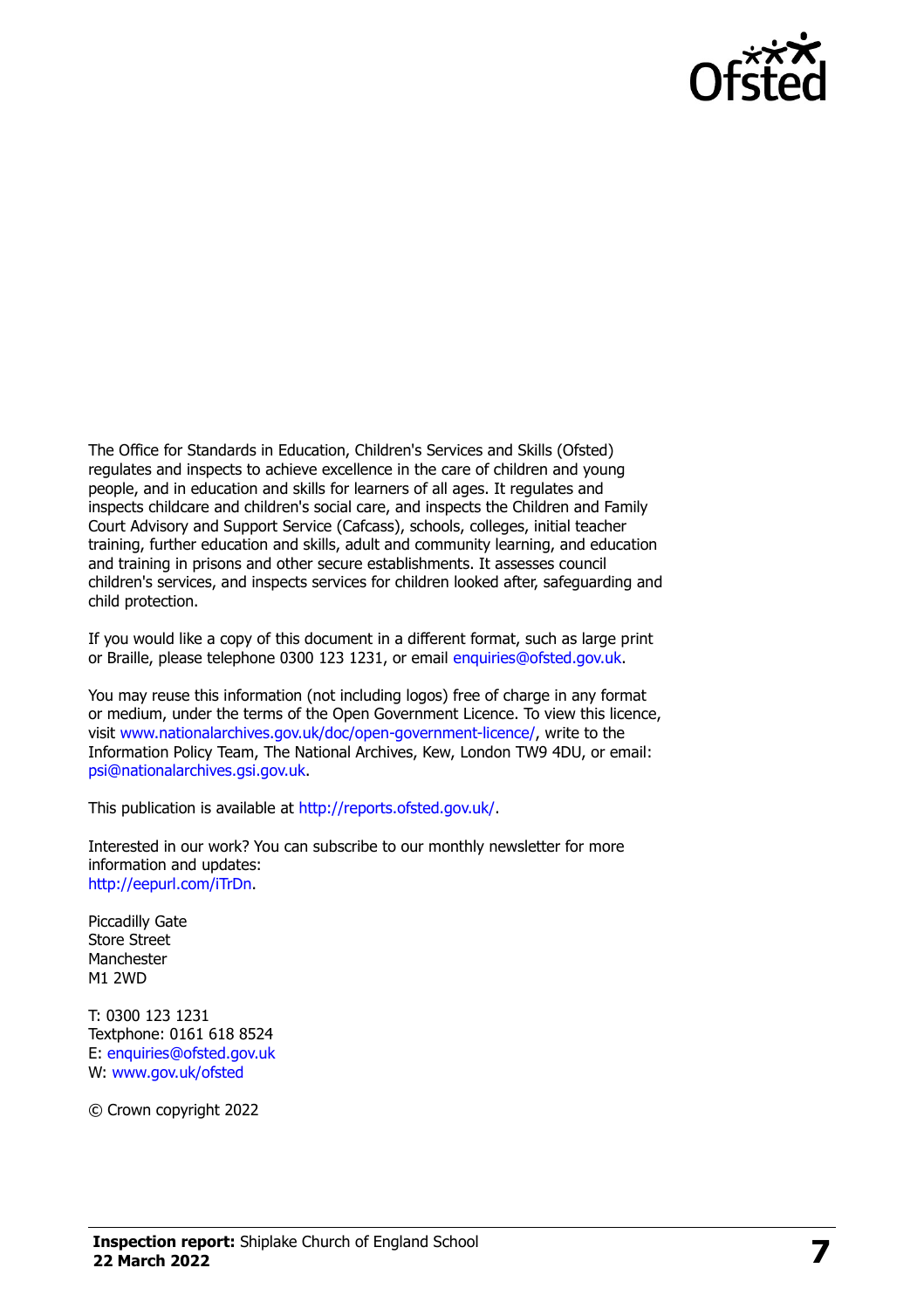The Office for Standards in Education, Children's Services and Skills (Ofsted) regulates and inspects to achieve excellence in the care of children and young people, and in education and skills for learners of all ages. It regulates and inspects childcare and children's social care, and inspects the Children and Family Court Advisory and Support Service (Cafcass), schools, colleges, initial teacher training, further education and skills, adult and community learning, and education and training in prisons and other secure establishments. It assesses council children's services, and inspects services for children looked after, safeguarding and child protection.

If you would like a copy of this document in a different format, such as large print or Braille, please telephone 0300 123 1231, or email enquiries@ofsted.gov.uk.

You may reuse this information (not including logos) free of charge in any format or medium, under the terms of the Open Government Licence. To view this licence, visit www.nationalarchives.gov.uk/doc/open-government-licence/, write to the Information Policy Team, The National Archives, Kew, London TW9 4DU, or email: psi@nationalarchives.gsi.gov.uk.

This publication is available at http://reports.ofsted.gov.uk/.

Interested in our work? You can subscribe to our monthly newsletter for more information and updates:
http://eepurl.com/iTrDn.

Piccadilly Gate
Store Street
Manchester
M1 2WD

T: 0300 123 1231
Textphone: 0161 618 8524
E: enquiries@ofsted.gov.uk
W: www.gov.uk/ofsted

© Crown copyright 2022